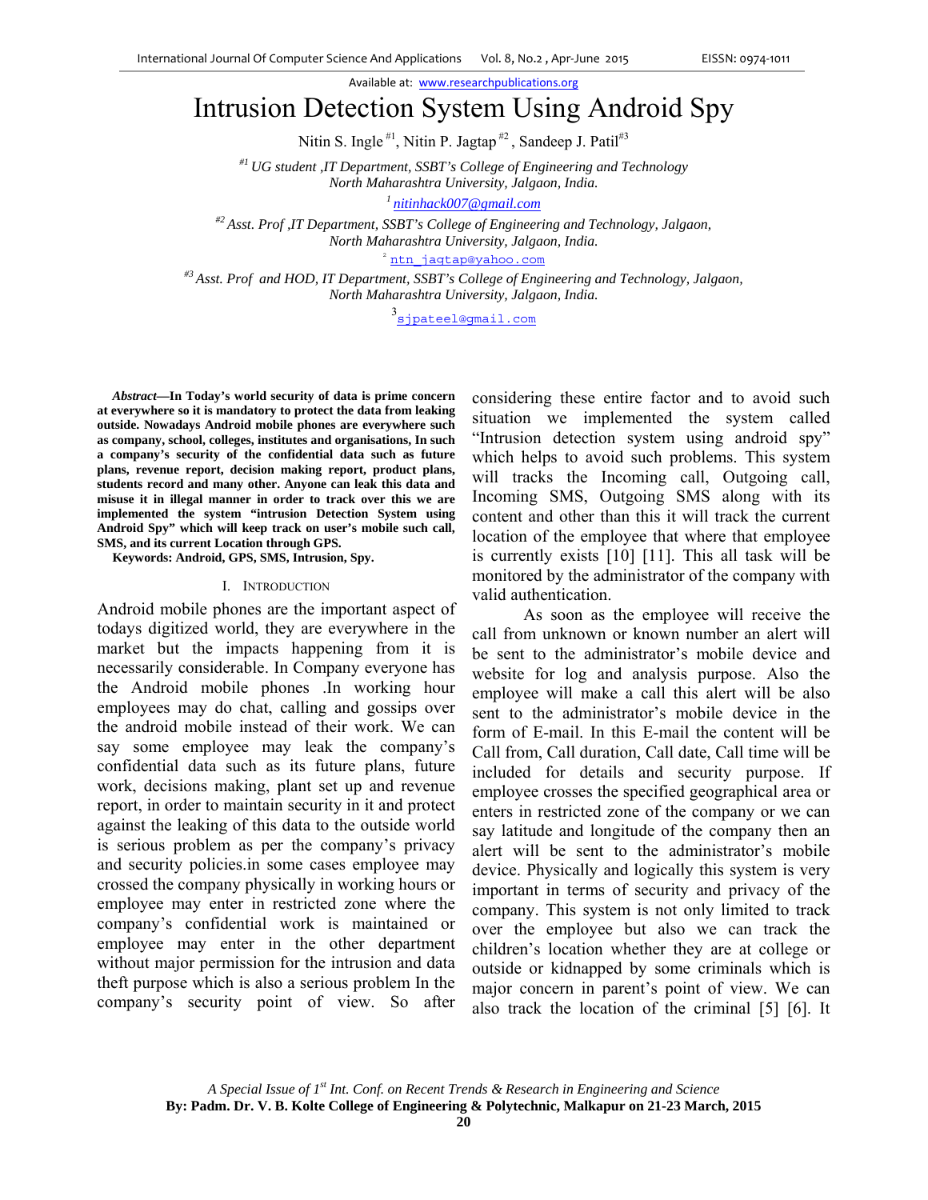Available at: www.researchpublications.org

# Intrusion Detection System Using Android Spy

Nitin S. Ingle [#1], Nitin P. Jagtap [#2], Sandeep J. Patil [#3]

*[#1] UG student ,IT Department, SSBT's College of Engineering and Technology*
*North Maharashtra University, Jalgaon, India.*

[1] nitinhack007@gmail.com

*[#2] Asst. Prof ,IT Department, SSBT's College of Engineering and Technology, Jalgaon,*
*North Maharashtra University, Jalgaon, India.*

[2] ntn_jagtap@yahoo.com

*[#3] Asst. Prof and HOD, IT Department, SSBT's College of Engineering and Technology, Jalgaon,*
*North Maharashtra University, Jalgaon, India.*

[3] sjpateel@gmail.com

***Abstract*—In Today's world security of data is prime concern at everywhere so it is mandatory to protect the data from leaking outside. Nowadays Android mobile phones are everywhere such as company, school, colleges, institutes and organisations, In such a company's security of the confidential data such as future plans, revenue report, decision making report, product plans, students record and many other. Anyone can leak this data and misuse it in illegal manner in order to track over this we are implemented the system "intrusion Detection System using Android Spy" which will keep track on user's mobile such call, SMS, and its current Location through GPS.**

**Keywords: Android, GPS, SMS, Intrusion, Spy.**

## I. Introduction

Android mobile phones are the important aspect of todays digitized world, they are everywhere in the market but the impacts happening from it is necessarily considerable. In Company everyone has the Android mobile phones .In working hour employees may do chat, calling and gossips over the android mobile instead of their work. We can say some employee may leak the company's confidential data such as its future plans, future work, decisions making, plant set up and revenue report, in order to maintain security in it and protect against the leaking of this data to the outside world is serious problem as per the company's privacy and security policies.in some cases employee may crossed the company physically in working hours or employee may enter in restricted zone where the company's confidential work is maintained or employee may enter in the other department without major permission for the intrusion and data theft purpose which is also a serious problem In the company's security point of view. So after considering these entire factor and to avoid such situation we implemented the system called "Intrusion detection system using android spy" which helps to avoid such problems. This system will tracks the Incoming call, Outgoing call, Incoming SMS, Outgoing SMS along with its content and other than this it will track the current location of the employee that where that employee is currently exists [10] [11]. This all task will be monitored by the administrator of the company with valid authentication.

As soon as the employee will receive the call from unknown or known number an alert will be sent to the administrator's mobile device and website for log and analysis purpose. Also the employee will make a call this alert will be also sent to the administrator's mobile device in the form of E-mail. In this E-mail the content will be Call from, Call duration, Call date, Call time will be included for details and security purpose. If employee crosses the specified geographical area or enters in restricted zone of the company or we can say latitude and longitude of the company then an alert will be sent to the administrator's mobile device. Physically and logically this system is very important in terms of security and privacy of the company. This system is not only limited to track over the employee but also we can track the children's location whether they are at college or outside or kidnapped by some criminals which is major concern in parent's point of view. We can also track the location of the criminal [5] [6]. It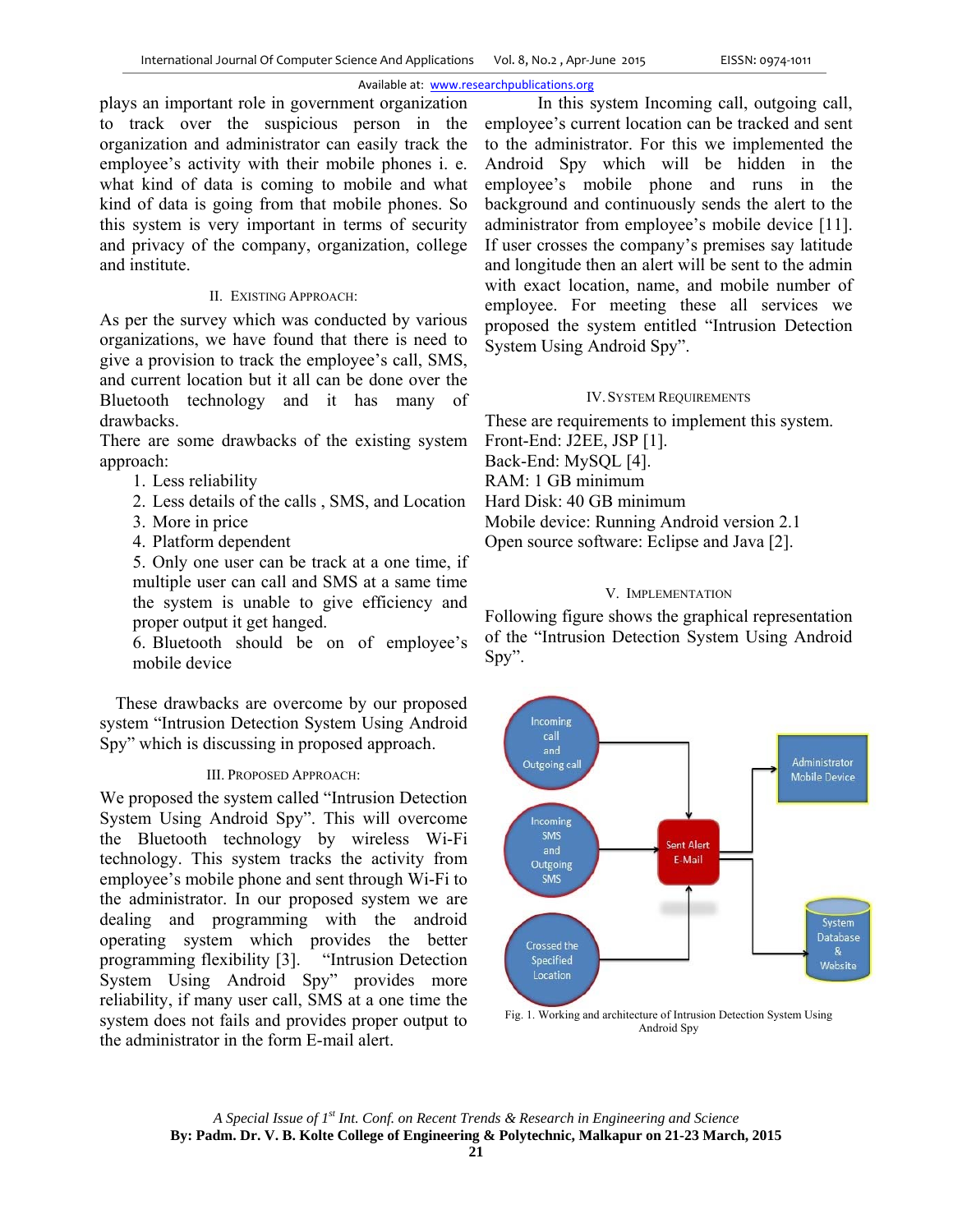plays an important role in government organization to track over the suspicious person in the organization and administrator can easily track the employee's activity with their mobile phones i. e. what kind of data is coming to mobile and what kind of data is going from that mobile phones. So this system is very important in terms of security and privacy of the company, organization, college and institute.

## II. Existing Approach:

As per the survey which was conducted by various organizations, we have found that there is need to give a provision to track the employee's call, SMS, and current location but it all can be done over the Bluetooth technology and it has many of drawbacks.

There are some drawbacks of the existing system approach:

1. Less reliability
2. Less details of the calls , SMS, and Location
3. More in price
4. Platform dependent
5. Only one user can be track at a one time, if multiple user can call and SMS at a same time the system is unable to give efficiency and proper output it get hanged.
6. Bluetooth should be on of employee's mobile device

These drawbacks are overcome by our proposed system "Intrusion Detection System Using Android Spy" which is discussing in proposed approach.

## III. Proposed Approach:

We proposed the system called "Intrusion Detection System Using Android Spy". This will overcome the Bluetooth technology by wireless Wi-Fi technology. This system tracks the activity from employee's mobile phone and sent through Wi-Fi to the administrator. In our proposed system we are dealing and programming with the android operating system which provides the better programming flexibility [3]. "Intrusion Detection System Using Android Spy" provides more reliability, if many user call, SMS at a one time the system does not fails and provides proper output to the administrator in the form E-mail alert.

In this system Incoming call, outgoing call, employee's current location can be tracked and sent to the administrator. For this we implemented the Android Spy which will be hidden in the employee's mobile phone and runs in the background and continuously sends the alert to the administrator from employee's mobile device [11]. If user crosses the company's premises say latitude and longitude then an alert will be sent to the admin with exact location, name, and mobile number of employee. For meeting these all services we proposed the system entitled "Intrusion Detection System Using Android Spy".

## IV. System Requirements

These are requirements to implement this system.
Front-End: J2EE, JSP [1].
Back-End: MySQL [4].
RAM: 1 GB minimum
Hard Disk: 40 GB minimum
Mobile device: Running Android version 2.1
Open source software: Eclipse and Java [2].

## V. Implementation

Following figure shows the graphical representation of the "Intrusion Detection System Using Android Spy".

Fig. 1. Working and architecture of Intrusion Detection System Using Android Spy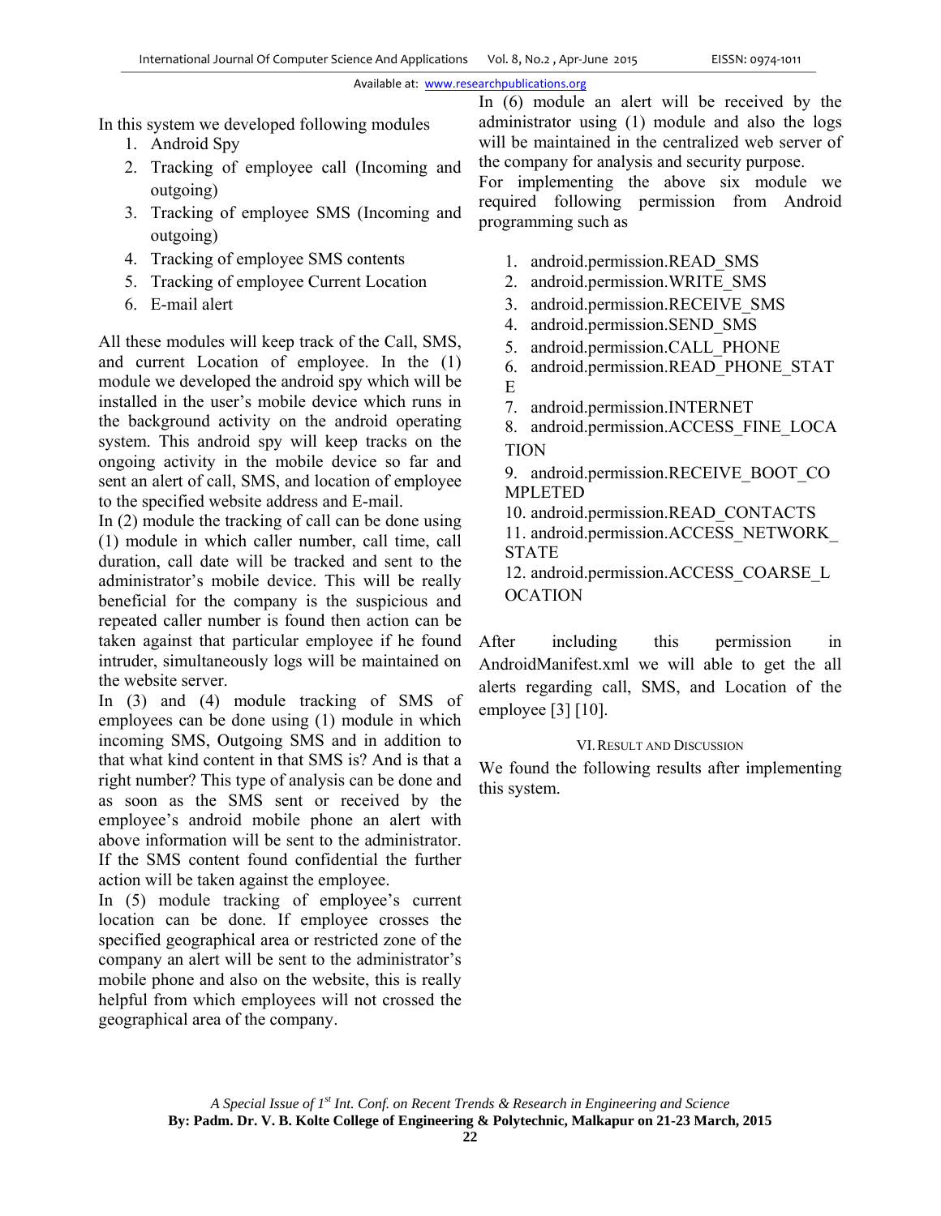In this system we developed following modules

1. Android Spy
2. Tracking of employee call (Incoming and outgoing)
3. Tracking of employee SMS (Incoming and outgoing)
4. Tracking of employee SMS contents
5. Tracking of employee Current Location
6. E-mail alert

All these modules will keep track of the Call, SMS, and current Location of employee. In the (1) module we developed the android spy which will be installed in the user's mobile device which runs in the background activity on the android operating system. This android spy will keep tracks on the ongoing activity in the mobile device so far and sent an alert of call, SMS, and location of employee to the specified website address and E-mail.

In (2) module the tracking of call can be done using (1) module in which caller number, call time, call duration, call date will be tracked and sent to the administrator's mobile device. This will be really beneficial for the company is the suspicious and repeated caller number is found then action can be taken against that particular employee if he found intruder, simultaneously logs will be maintained on the website server.

In (3) and (4) module tracking of SMS of employees can be done using (1) module in which incoming SMS, Outgoing SMS and in addition to that what kind content in that SMS is? And is that a right number? This type of analysis can be done and as soon as the SMS sent or received by the employee's android mobile phone an alert with above information will be sent to the administrator. If the SMS content found confidential the further action will be taken against the employee.

In (5) module tracking of employee's current location can be done. If employee crosses the specified geographical area or restricted zone of the company an alert will be sent to the administrator's mobile phone and also on the website, this is really helpful from which employees will not crossed the geographical area of the company.

In (6) module an alert will be received by the administrator using (1) module and also the logs will be maintained in the centralized web server of the company for analysis and security purpose.

For implementing the above six module we required following permission from Android programming such as

1. android.permission.READ_SMS
2. android.permission.WRITE_SMS
3. android.permission.RECEIVE_SMS
4. android.permission.SEND_SMS
5. android.permission.CALL_PHONE
6. android.permission.READ_PHONE_STATE
7. android.permission.INTERNET
8. android.permission.ACCESS_FINE_LOCATION
9. android.permission.RECEIVE_BOOT_COMPLETED
10. android.permission.READ_CONTACTS
11. android.permission.ACCESS_NETWORK_STATE
12. android.permission.ACCESS_COARSE_LOCATION

After including this permission in AndroidManifest.xml we will able to get the all alerts regarding call, SMS, and Location of the employee [3] [10].

## VI. Result and Discussion

We found the following results after implementing this system.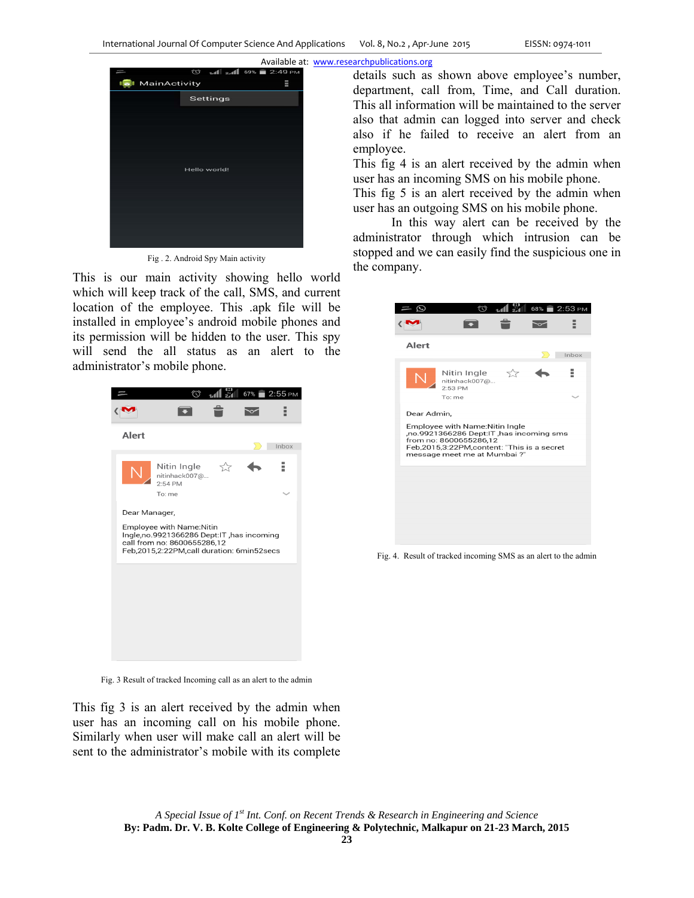Fig . 2. Android Spy Main activity

This is our main activity showing hello world which will keep track of the call, SMS, and current location of the employee. This .apk file will be installed in employee's android mobile phones and its permission will be hidden to the user. This spy will send the all status as an alert to the administrator's mobile phone.

Fig. 3 Result of tracked Incoming call as an alert to the admin

This fig 3 is an alert received by the admin when user has an incoming call on his mobile phone. Similarly when user will make call an alert will be sent to the administrator's mobile with its complete details such as shown above employee's number, department, call from, Time, and Call duration. This all information will be maintained to the server also that admin can logged into server and check also if he failed to receive an alert from an employee.

This fig 4 is an alert received by the admin when user has an incoming SMS on his mobile phone.

This fig 5 is an alert received by the admin when user has an outgoing SMS on his mobile phone.

In this way alert can be received by the administrator through which intrusion can be stopped and we can easily find the suspicious one in the company.

Fig. 4. Result of tracked incoming SMS as an alert to the admin

*A Special Issue of 1st Int. Conf. on Recent Trends & Research in Engineering and Science*

**By: Padm. Dr. V. B. Kolte College of Engineering & Polytechnic, Malkapur on 21-23 March, 2015**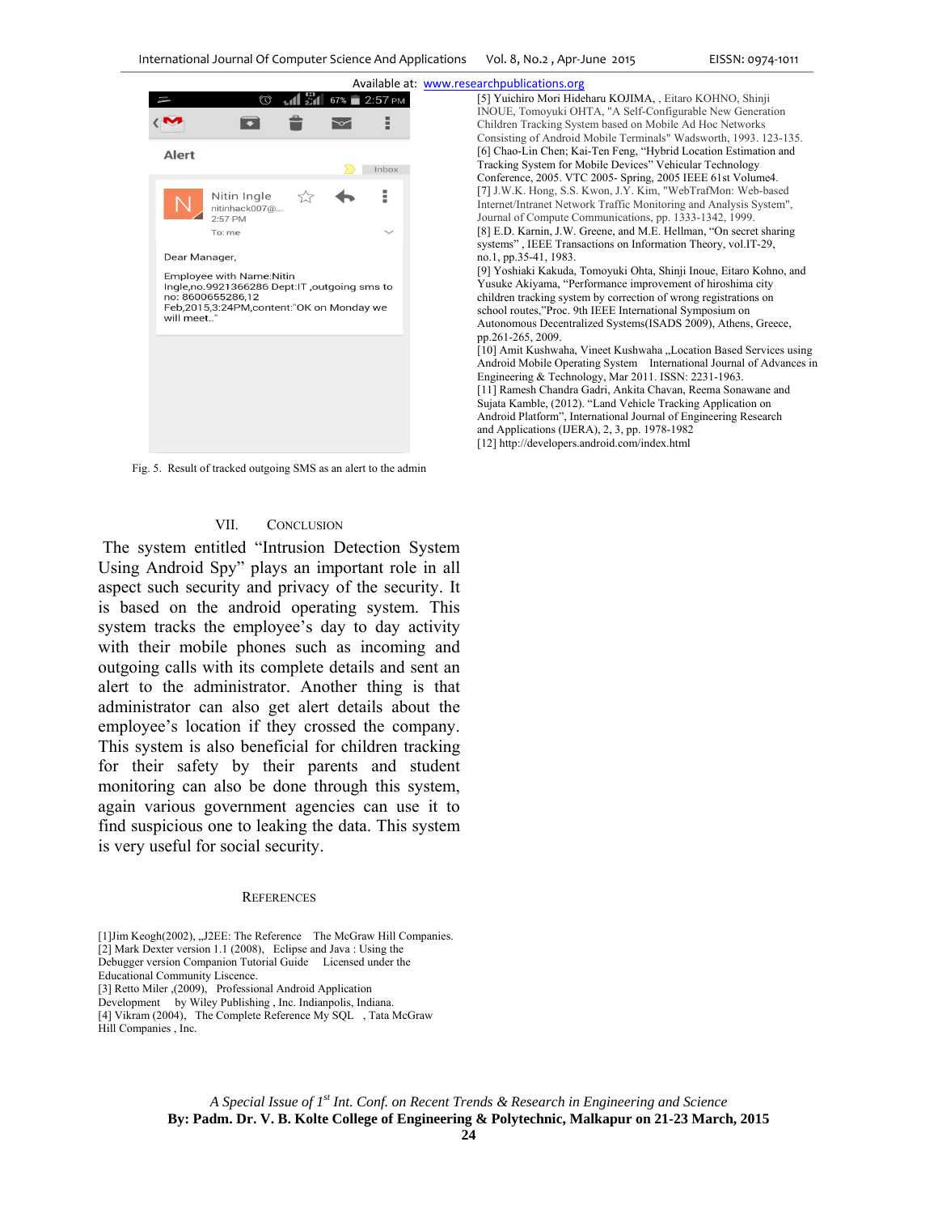The screenshot in Fig. 5 is a Gmail alert message; no image was detected, so only its visible text is transcribed:

Alert

Inbox

Nitin Ingle
nitinhack007@...
2:57 PM
To: me

Dear Manager,

Employee with Name:Nitin Ingle,no.9921366286 Dept:IT ,outgoing sms to no: 8600655286,12 Feb,2015,3:24PM,content:"OK on Monday we will meet.."

Fig. 5. Result of tracked outgoing SMS as an alert to the admin

## VII. Conclusion

The system entitled "Intrusion Detection System Using Android Spy" plays an important role in all aspect such security and privacy of the security. It is based on the android operating system. This system tracks the employee's day to day activity with their mobile phones such as incoming and outgoing calls with its complete details and sent an alert to the administrator. Another thing is that administrator can also get alert details about the employee's location if they crossed the company. This system is also beneficial for children tracking for their safety by their parents and student monitoring can also be done through this system, again various government agencies can use it to find suspicious one to leaking the data. This system is very useful for social security.

## References

[1]Jim Keogh(2002), „J2EE: The Reference The McGraw Hill Companies.

[2] Mark Dexter version 1.1 (2008), Eclipse and Java : Using the Debugger version Companion Tutorial Guide Licensed under the Educational Community Liscence.

[3] Retto Miler ,(2009), Professional Android Application Development by Wiley Publishing , Inc. Indianpolis, Indiana.

[4] Vikram (2004), The Complete Reference My SQL , Tata McGraw Hill Companies , Inc.

[5] Yuichiro Mori Hideharu KOJIMA, , Eitaro KOHNO, Shinji INOUE, Tomoyuki OHTA, "A Self-Configurable New Generation Children Tracking System based on Mobile Ad Hoc Networks Consisting of Android Mobile Terminals" Wadsworth, 1993. 123-135.

[6] Chao-Lin Chen; Kai-Ten Feng, "Hybrid Location Estimation and Tracking System for Mobile Devices" Vehicular Technology Conference, 2005. VTC 2005- Spring, 2005 IEEE 61st Volume4.

[7] J.W.K. Hong, S.S. Kwon, J.Y. Kim, "WebTrafMon: Web-based Internet/Intranet Network Traffic Monitoring and Analysis System", Journal of Compute Communications, pp. 1333-1342, 1999.

[8] E.D. Karnin, J.W. Greene, and M.E. Hellman, "On secret sharing systems" , IEEE Transactions on Information Theory, vol.IT-29, no.1, pp.35-41, 1983.

[9] Yoshiaki Kakuda, Tomoyuki Ohta, Shinji Inoue, Eitaro Kohno, and Yusuke Akiyama, "Performance improvement of hiroshima city children tracking system by correction of wrong registrations on school routes,"Proc. 9th IEEE International Symposium on Autonomous Decentralized Systems(ISADS 2009), Athens, Greece, pp.261-265, 2009.

[10] Amit Kushwaha, Vineet Kushwaha „Location Based Services using Android Mobile Operating System International Journal of Advances in Engineering & Technology, Mar 2011. ISSN: 2231-1963.

[11] Ramesh Chandra Gadri, Ankita Chavan, Reema Sonawane and Sujata Kamble, (2012). "Land Vehicle Tracking Application on Android Platform", International Journal of Engineering Research and Applications (IJERA), 2, 3, pp. 1978-1982

[12] http://developers.android.com/index.html